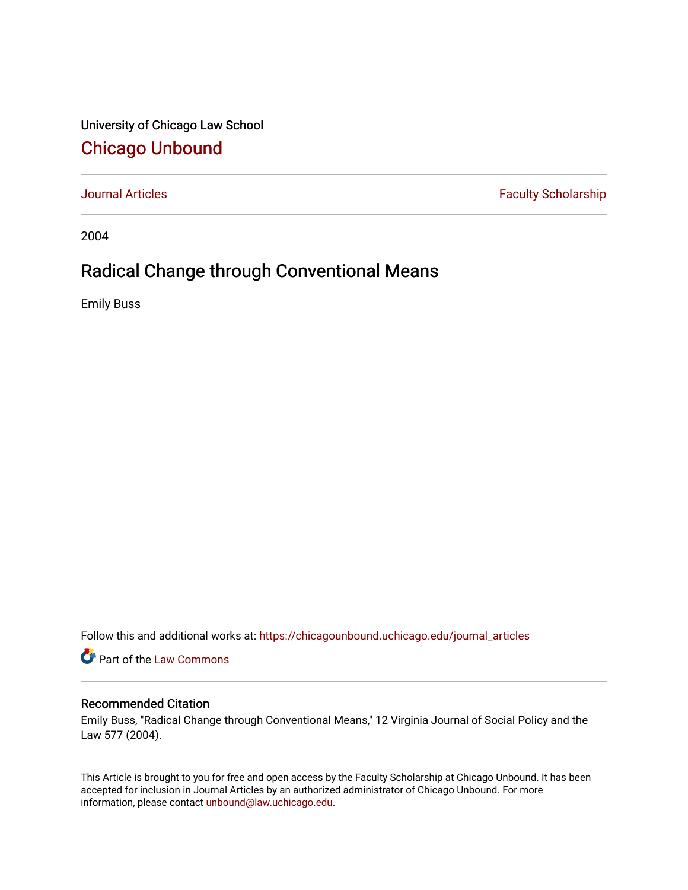University of Chicago Law School

# Chicago Unbound

Journal Articles | Faculty Scholarship

2004

## Radical Change through Conventional Means

Emily Buss

Follow this and additional works at: https://chicagounbound.uchicago.edu/journal_articles

Part of the Law Commons

### Recommended Citation

Emily Buss, "Radical Change through Conventional Means," 12 Virginia Journal of Social Policy and the Law 577 (2004).

This Article is brought to you for free and open access by the Faculty Scholarship at Chicago Unbound. It has been accepted for inclusion in Journal Articles by an authorized administrator of Chicago Unbound. For more information, please contact unbound@law.uchicago.edu.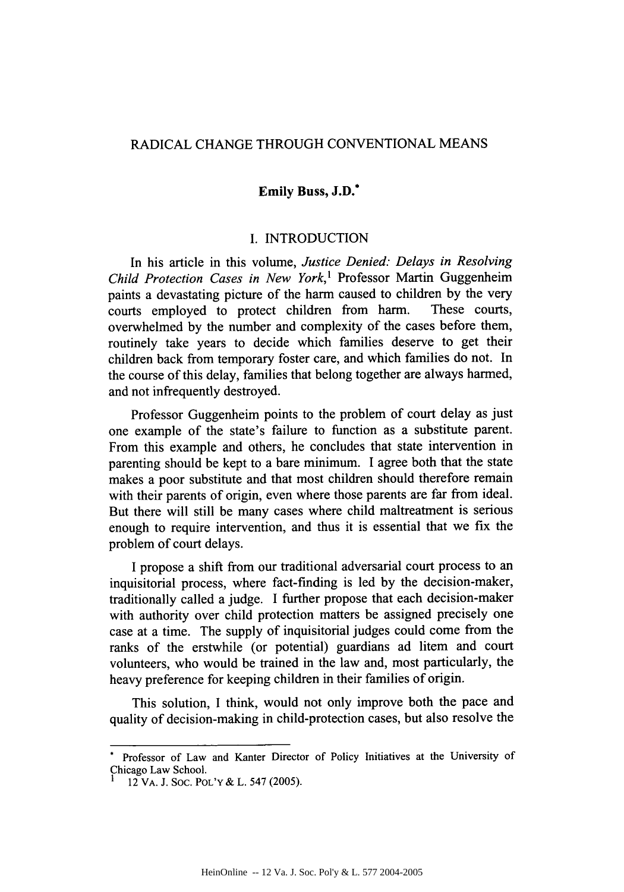# RADICAL CHANGE THROUGH CONVENTIONAL MEANS

**Emily Buss, J.D.***

## I. INTRODUCTION

In his article in this volume, *Justice Denied: Delays in Resolving Child Protection Cases in New York*,[1] Professor Martin Guggenheim paints a devastating picture of the harm caused to children by the very courts employed to protect children from harm. These courts, overwhelmed by the number and complexity of the cases before them, routinely take years to decide which families deserve to get their children back from temporary foster care, and which families do not. In the course of this delay, families that belong together are always harmed, and not infrequently destroyed.

Professor Guggenheim points to the problem of court delay as just one example of the state's failure to function as a substitute parent. From this example and others, he concludes that state intervention in parenting should be kept to a bare minimum. I agree both that the state makes a poor substitute and that most children should therefore remain with their parents of origin, even where those parents are far from ideal. But there will still be many cases where child maltreatment is serious enough to require intervention, and thus it is essential that we fix the problem of court delays.

I propose a shift from our traditional adversarial court process to an inquisitorial process, where fact-finding is led by the decision-maker, traditionally called a judge. I further propose that each decision-maker with authority over child protection matters be assigned precisely one case at a time. The supply of inquisitorial judges could come from the ranks of the erstwhile (or potential) guardians ad litem and court volunteers, who would be trained in the law and, most particularly, the heavy preference for keeping children in their families of origin.

This solution, I think, would not only improve both the pace and quality of decision-making in child-protection cases, but also resolve the

---

\* Professor of Law and Kanter Director of Policy Initiatives at the University of Chicago Law School.

[1] 12 VA. J. SOC. POL'Y & L. 547 (2005).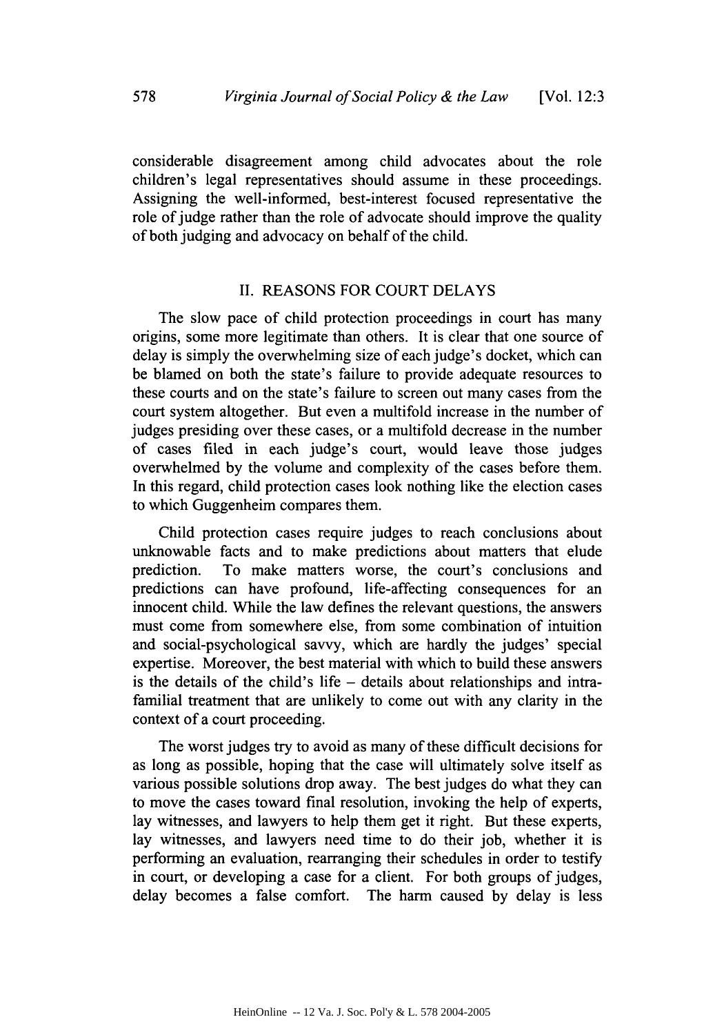considerable disagreement among child advocates about the role children's legal representatives should assume in these proceedings. Assigning the well-informed, best-interest focused representative the role of judge rather than the role of advocate should improve the quality of both judging and advocacy on behalf of the child.

## II. REASONS FOR COURT DELAYS

The slow pace of child protection proceedings in court has many origins, some more legitimate than others. It is clear that one source of delay is simply the overwhelming size of each judge's docket, which can be blamed on both the state's failure to provide adequate resources to these courts and on the state's failure to screen out many cases from the court system altogether. But even a multifold increase in the number of judges presiding over these cases, or a multifold decrease in the number of cases filed in each judge's court, would leave those judges overwhelmed by the volume and complexity of the cases before them. In this regard, child protection cases look nothing like the election cases to which Guggenheim compares them.

Child protection cases require judges to reach conclusions about unknowable facts and to make predictions about matters that elude prediction. To make matters worse, the court's conclusions and predictions can have profound, life-affecting consequences for an innocent child. While the law defines the relevant questions, the answers must come from somewhere else, from some combination of intuition and social-psychological savvy, which are hardly the judges' special expertise. Moreover, the best material with which to build these answers is the details of the child's life – details about relationships and intra-familial treatment that are unlikely to come out with any clarity in the context of a court proceeding.

The worst judges try to avoid as many of these difficult decisions for as long as possible, hoping that the case will ultimately solve itself as various possible solutions drop away. The best judges do what they can to move the cases toward final resolution, invoking the help of experts, lay witnesses, and lawyers to help them get it right. But these experts, lay witnesses, and lawyers need time to do their job, whether it is performing an evaluation, rearranging their schedules in order to testify in court, or developing a case for a client. For both groups of judges, delay becomes a false comfort. The harm caused by delay is less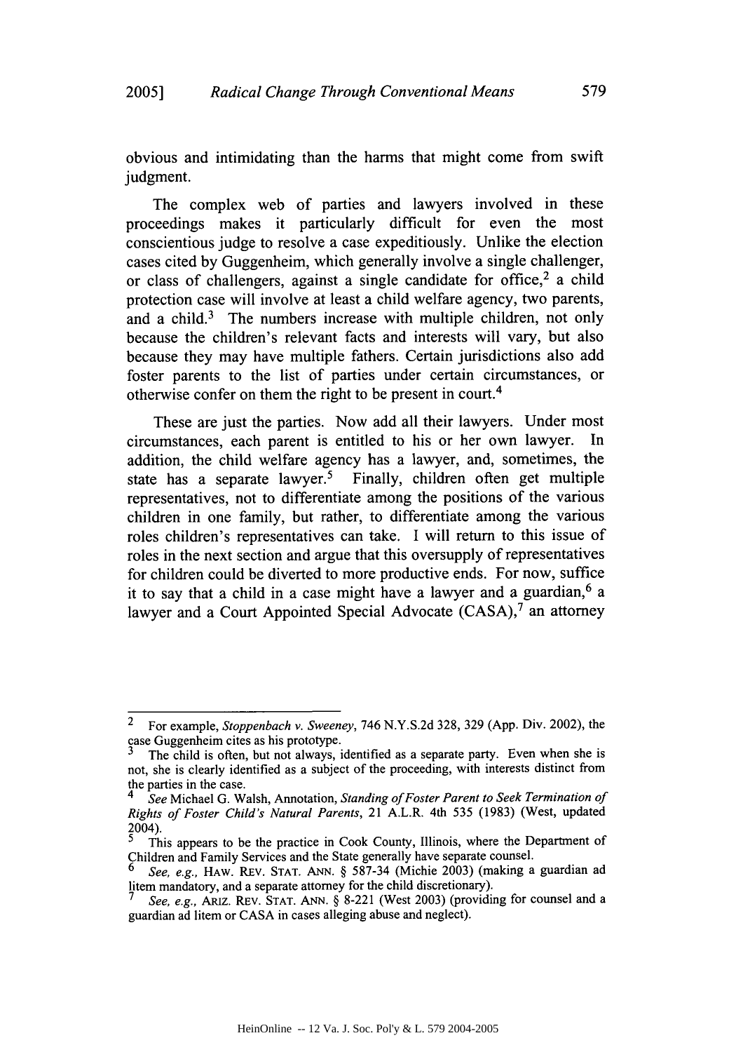obvious and intimidating than the harms that might come from swift judgment.

The complex web of parties and lawyers involved in these proceedings makes it particularly difficult for even the most conscientious judge to resolve a case expeditiously. Unlike the election cases cited by Guggenheim, which generally involve a single challenger, or class of challengers, against a single candidate for office,[2] a child protection case will involve at least a child welfare agency, two parents, and a child.[3] The numbers increase with multiple children, not only because the children's relevant facts and interests will vary, but also because they may have multiple fathers. Certain jurisdictions also add foster parents to the list of parties under certain circumstances, or otherwise confer on them the right to be present in court.[4]

These are just the parties. Now add all their lawyers. Under most circumstances, each parent is entitled to his or her own lawyer. In addition, the child welfare agency has a lawyer, and, sometimes, the state has a separate lawyer.[5] Finally, children often get multiple representatives, not to differentiate among the positions of the various children in one family, but rather, to differentiate among the various roles children's representatives can take. I will return to this issue of roles in the next section and argue that this oversupply of representatives for children could be diverted to more productive ends. For now, suffice it to say that a child in a case might have a lawyer and a guardian,[6] a lawyer and a Court Appointed Special Advocate (CASA),[7] an attorney

---

[2] For example, *Stoppenbach v. Sweeney*, 746 N.Y.S.2d 328, 329 (App. Div. 2002), the case Guggenheim cites as his prototype.

[3] The child is often, but not always, identified as a separate party. Even when she is not, she is clearly identified as a subject of the proceeding, with interests distinct from the parties in the case.

[4] *See* Michael G. Walsh, Annotation, *Standing of Foster Parent to Seek Termination of Rights of Foster Child's Natural Parents*, 21 A.L.R. 4th 535 (1983) (West, updated 2004).

[5] This appears to be the practice in Cook County, Illinois, where the Department of Children and Family Services and the State generally have separate counsel.

[6] *See, e.g.*, HAW. REV. STAT. ANN. § 587-34 (Michie 2003) (making a guardian ad litem mandatory, and a separate attorney for the child discretionary).

[7] *See, e.g.*, ARIZ. REV. STAT. ANN. § 8-221 (West 2003) (providing for counsel and a guardian ad litem or CASA in cases alleging abuse and neglect).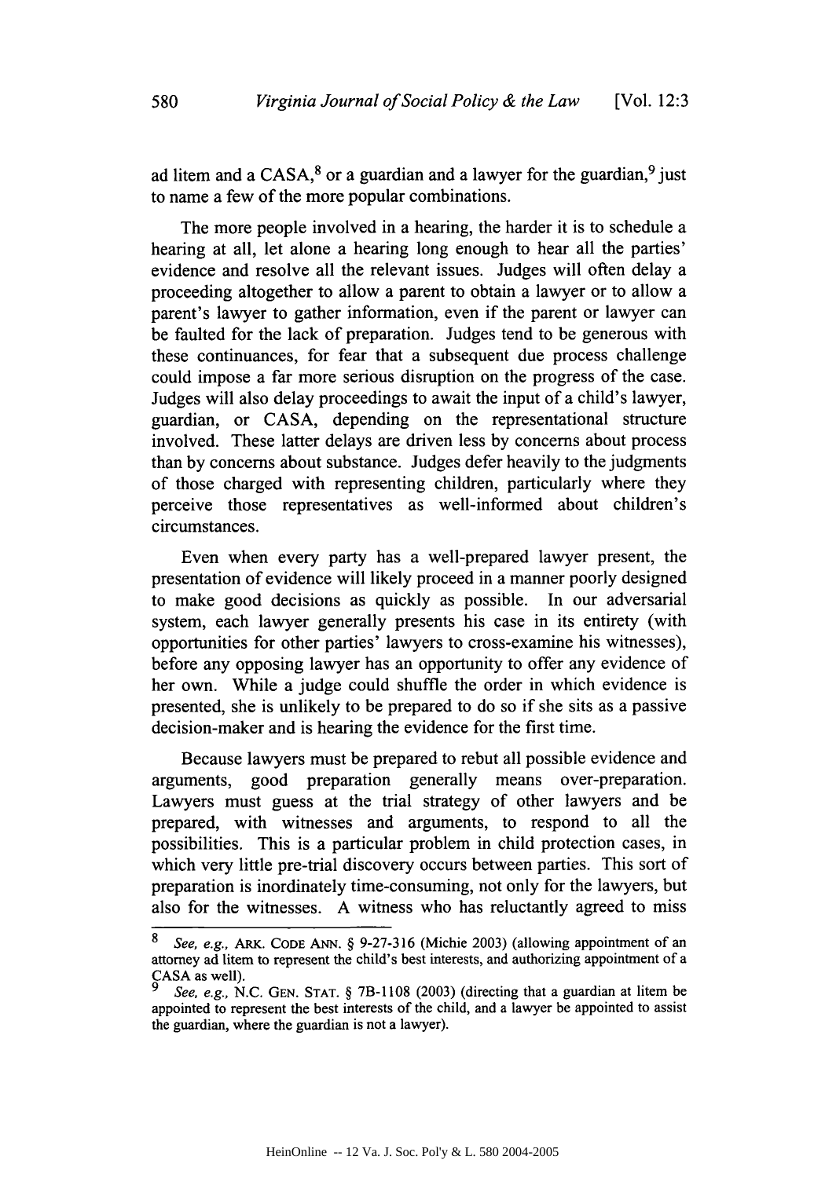ad litem and a CASA,[8] or a guardian and a lawyer for the guardian,[9] just to name a few of the more popular combinations.

The more people involved in a hearing, the harder it is to schedule a hearing at all, let alone a hearing long enough to hear all the parties' evidence and resolve all the relevant issues. Judges will often delay a proceeding altogether to allow a parent to obtain a lawyer or to allow a parent's lawyer to gather information, even if the parent or lawyer can be faulted for the lack of preparation. Judges tend to be generous with these continuances, for fear that a subsequent due process challenge could impose a far more serious disruption on the progress of the case. Judges will also delay proceedings to await the input of a child's lawyer, guardian, or CASA, depending on the representational structure involved. These latter delays are driven less by concerns about process than by concerns about substance. Judges defer heavily to the judgments of those charged with representing children, particularly where they perceive those representatives as well-informed about children's circumstances.

Even when every party has a well-prepared lawyer present, the presentation of evidence will likely proceed in a manner poorly designed to make good decisions as quickly as possible. In our adversarial system, each lawyer generally presents his case in its entirety (with opportunities for other parties' lawyers to cross-examine his witnesses), before any opposing lawyer has an opportunity to offer any evidence of her own. While a judge could shuffle the order in which evidence is presented, she is unlikely to be prepared to do so if she sits as a passive decision-maker and is hearing the evidence for the first time.

Because lawyers must be prepared to rebut all possible evidence and arguments, good preparation generally means over-preparation. Lawyers must guess at the trial strategy of other lawyers and be prepared, with witnesses and arguments, to respond to all the possibilities. This is a particular problem in child protection cases, in which very little pre-trial discovery occurs between parties. This sort of preparation is inordinately time-consuming, not only for the lawyers, but also for the witnesses. A witness who has reluctantly agreed to miss

---

[8] *See, e.g.*, ARK. CODE ANN. § 9-27-316 (Michie 2003) (allowing appointment of an attorney ad litem to represent the child's best interests, and authorizing appointment of a CASA as well).

[9] *See, e.g.*, N.C. GEN. STAT. § 7B-1108 (2003) (directing that a guardian at litem be appointed to represent the best interests of the child, and a lawyer be appointed to assist the guardian, where the guardian is not a lawyer).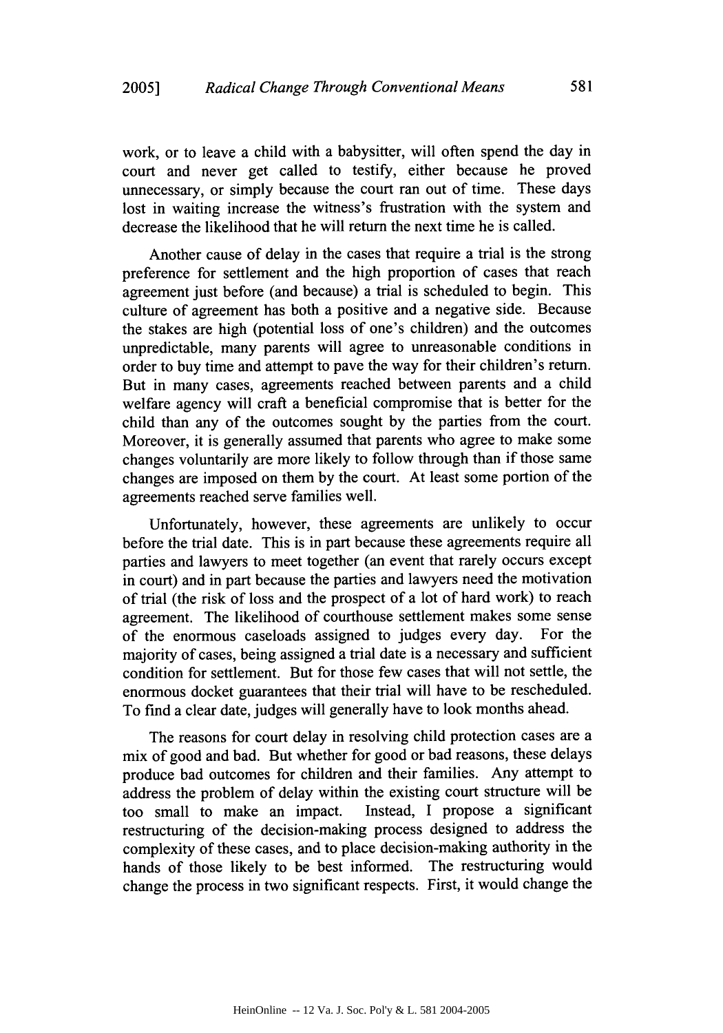work, or to leave a child with a babysitter, will often spend the day in court and never get called to testify, either because he proved unnecessary, or simply because the court ran out of time. These days lost in waiting increase the witness's frustration with the system and decrease the likelihood that he will return the next time he is called.

Another cause of delay in the cases that require a trial is the strong preference for settlement and the high proportion of cases that reach agreement just before (and because) a trial is scheduled to begin. This culture of agreement has both a positive and a negative side. Because the stakes are high (potential loss of one's children) and the outcomes unpredictable, many parents will agree to unreasonable conditions in order to buy time and attempt to pave the way for their children's return. But in many cases, agreements reached between parents and a child welfare agency will craft a beneficial compromise that is better for the child than any of the outcomes sought by the parties from the court. Moreover, it is generally assumed that parents who agree to make some changes voluntarily are more likely to follow through than if those same changes are imposed on them by the court. At least some portion of the agreements reached serve families well.

Unfortunately, however, these agreements are unlikely to occur before the trial date. This is in part because these agreements require all parties and lawyers to meet together (an event that rarely occurs except in court) and in part because the parties and lawyers need the motivation of trial (the risk of loss and the prospect of a lot of hard work) to reach agreement. The likelihood of courthouse settlement makes some sense of the enormous caseloads assigned to judges every day. For the majority of cases, being assigned a trial date is a necessary and sufficient condition for settlement. But for those few cases that will not settle, the enormous docket guarantees that their trial will have to be rescheduled. To find a clear date, judges will generally have to look months ahead.

The reasons for court delay in resolving child protection cases are a mix of good and bad. But whether for good or bad reasons, these delays produce bad outcomes for children and their families. Any attempt to address the problem of delay within the existing court structure will be too small to make an impact. Instead, I propose a significant restructuring of the decision-making process designed to address the complexity of these cases, and to place decision-making authority in the hands of those likely to be best informed. The restructuring would change the process in two significant respects. First, it would change the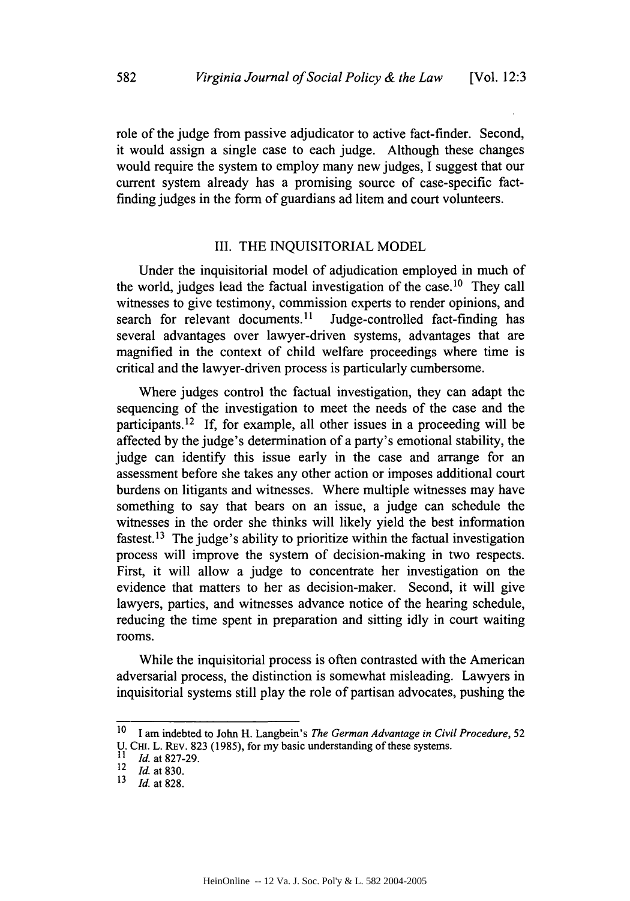role of the judge from passive adjudicator to active fact-finder. Second, it would assign a single case to each judge. Although these changes would require the system to employ many new judges, I suggest that our current system already has a promising source of case-specific fact-finding judges in the form of guardians ad litem and court volunteers.

## III. THE INQUISITORIAL MODEL

Under the inquisitorial model of adjudication employed in much of the world, judges lead the factual investigation of the case.[10] They call witnesses to give testimony, commission experts to render opinions, and search for relevant documents.[11] Judge-controlled fact-finding has several advantages over lawyer-driven systems, advantages that are magnified in the context of child welfare proceedings where time is critical and the lawyer-driven process is particularly cumbersome.

Where judges control the factual investigation, they can adapt the sequencing of the investigation to meet the needs of the case and the participants.[12] If, for example, all other issues in a proceeding will be affected by the judge's determination of a party's emotional stability, the judge can identify this issue early in the case and arrange for an assessment before she takes any other action or imposes additional court burdens on litigants and witnesses. Where multiple witnesses may have something to say that bears on an issue, a judge can schedule the witnesses in the order she thinks will likely yield the best information fastest.[13] The judge's ability to prioritize within the factual investigation process will improve the system of decision-making in two respects. First, it will allow a judge to concentrate her investigation on the evidence that matters to her as decision-maker. Second, it will give lawyers, parties, and witnesses advance notice of the hearing schedule, reducing the time spent in preparation and sitting idly in court waiting rooms.

While the inquisitorial process is often contrasted with the American adversarial process, the distinction is somewhat misleading. Lawyers in inquisitorial systems still play the role of partisan advocates, pushing the

---

[10] I am indebted to John H. Langbein's *The German Advantage in Civil Procedure*, 52 U. CHI. L. REV. 823 (1985), for my basic understanding of these systems.

[11] *Id.* at 827-29.

[12] *Id.* at 830.

[13] *Id.* at 828.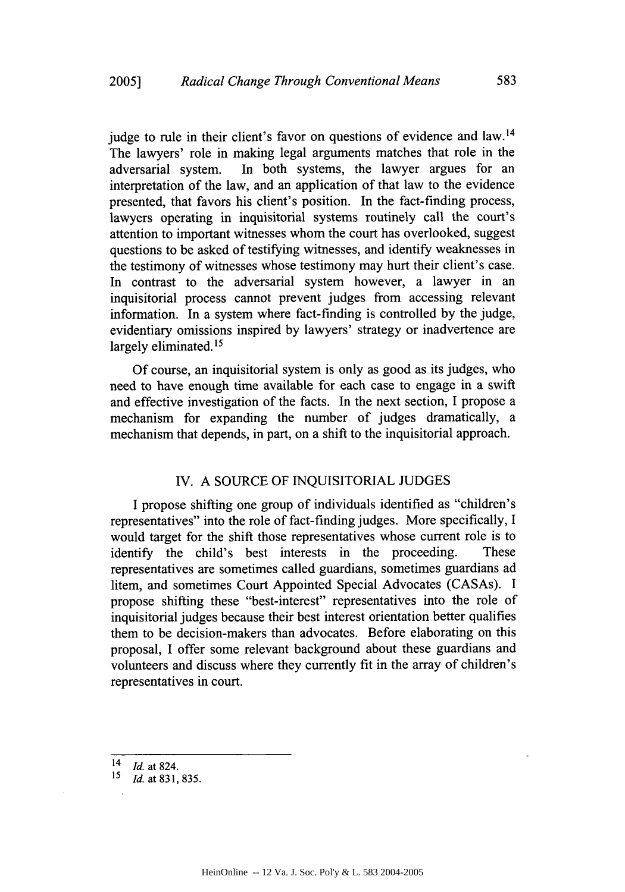judge to rule in their client's favor on questions of evidence and law.[14] The lawyers' role in making legal arguments matches that role in the adversarial system. In both systems, the lawyer argues for an interpretation of the law, and an application of that law to the evidence presented, that favors his client's position. In the fact-finding process, lawyers operating in inquisitorial systems routinely call the court's attention to important witnesses whom the court has overlooked, suggest questions to be asked of testifying witnesses, and identify weaknesses in the testimony of witnesses whose testimony may hurt their client's case. In contrast to the adversarial system however, a lawyer in an inquisitorial process cannot prevent judges from accessing relevant information. In a system where fact-finding is controlled by the judge, evidentiary omissions inspired by lawyers' strategy or inadvertence are largely eliminated.[15]

Of course, an inquisitorial system is only as good as its judges, who need to have enough time available for each case to engage in a swift and effective investigation of the facts. In the next section, I propose a mechanism for expanding the number of judges dramatically, a mechanism that depends, in part, on a shift to the inquisitorial approach.

## IV. A SOURCE OF INQUISITORIAL JUDGES

I propose shifting one group of individuals identified as "children's representatives" into the role of fact-finding judges. More specifically, I would target for the shift those representatives whose current role is to identify the child's best interests in the proceeding. These representatives are sometimes called guardians, sometimes guardians ad litem, and sometimes Court Appointed Special Advocates (CASAs). I propose shifting these "best-interest" representatives into the role of inquisitorial judges because their best interest orientation better qualifies them to be decision-makers than advocates. Before elaborating on this proposal, I offer some relevant background about these guardians and volunteers and discuss where they currently fit in the array of children's representatives in court.

---

[14] *Id.* at 824.

[15] *Id.* at 831, 835.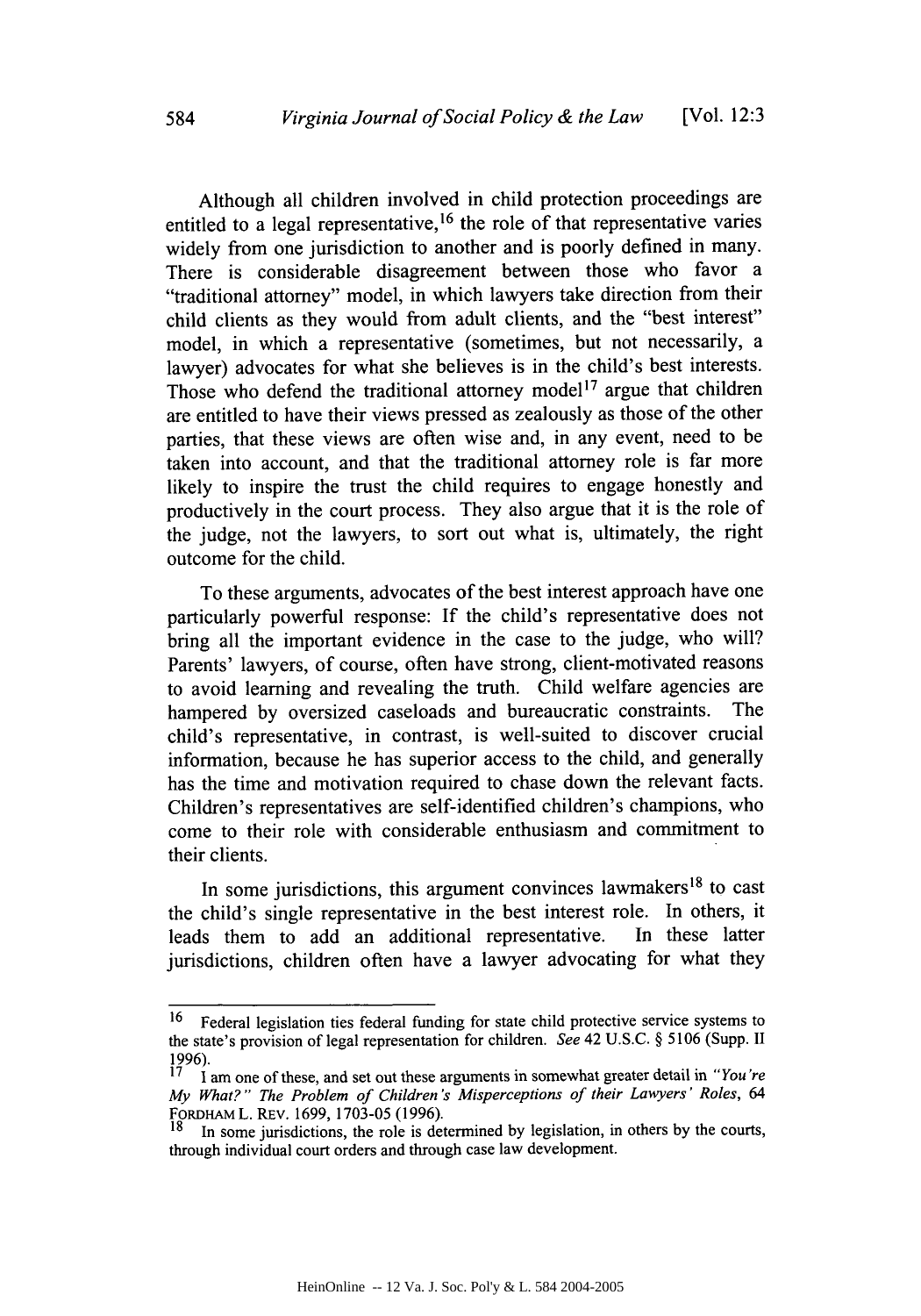Although all children involved in child protection proceedings are entitled to a legal representative,[16] the role of that representative varies widely from one jurisdiction to another and is poorly defined in many. There is considerable disagreement between those who favor a "traditional attorney" model, in which lawyers take direction from their child clients as they would from adult clients, and the "best interest" model, in which a representative (sometimes, but not necessarily, a lawyer) advocates for what she believes is in the child's best interests. Those who defend the traditional attorney model[17] argue that children are entitled to have their views pressed as zealously as those of the other parties, that these views are often wise and, in any event, need to be taken into account, and that the traditional attorney role is far more likely to inspire the trust the child requires to engage honestly and productively in the court process. They also argue that it is the role of the judge, not the lawyers, to sort out what is, ultimately, the right outcome for the child.

To these arguments, advocates of the best interest approach have one particularly powerful response: If the child's representative does not bring all the important evidence in the case to the judge, who will? Parents' lawyers, of course, often have strong, client-motivated reasons to avoid learning and revealing the truth. Child welfare agencies are hampered by oversized caseloads and bureaucratic constraints. The child's representative, in contrast, is well-suited to discover crucial information, because he has superior access to the child, and generally has the time and motivation required to chase down the relevant facts. Children's representatives are self-identified children's champions, who come to their role with considerable enthusiasm and commitment to their clients.

In some jurisdictions, this argument convinces lawmakers[18] to cast the child's single representative in the best interest role. In others, it leads them to add an additional representative. In these latter jurisdictions, children often have a lawyer advocating for what they

---

[16] Federal legislation ties federal funding for state child protective service systems to the state's provision of legal representation for children. *See* 42 U.S.C. § 5106 (Supp. II 1996).

[17] I am one of these, and set out these arguments in somewhat greater detail in *"You're My What?" The Problem of Children's Misperceptions of their Lawyers' Roles*, 64 FORDHAM L. REV. 1699, 1703-05 (1996).

[18] In some jurisdictions, the role is determined by legislation, in others by the courts, through individual court orders and through case law development.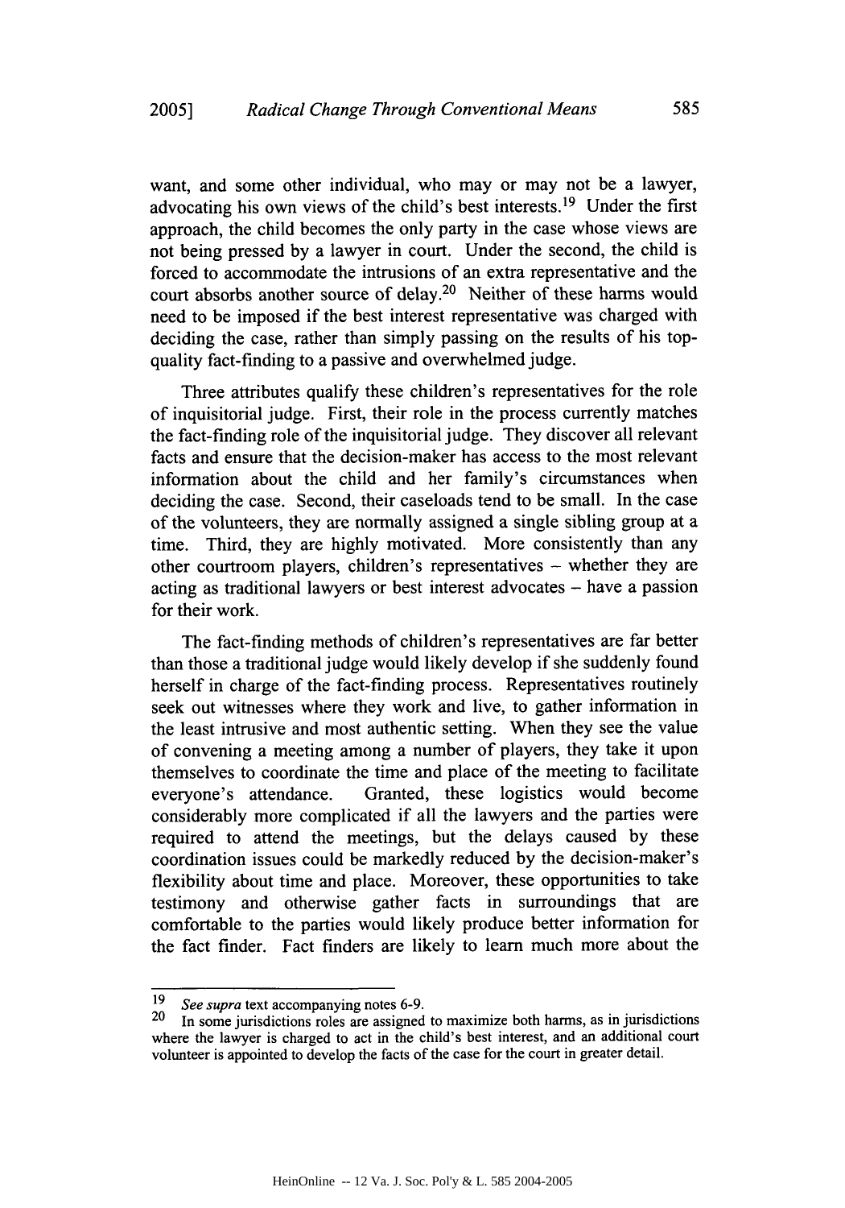want, and some other individual, who may or may not be a lawyer, advocating his own views of the child's best interests.[19] Under the first approach, the child becomes the only party in the case whose views are not being pressed by a lawyer in court. Under the second, the child is forced to accommodate the intrusions of an extra representative and the court absorbs another source of delay.[20] Neither of these harms would need to be imposed if the best interest representative was charged with deciding the case, rather than simply passing on the results of his top-quality fact-finding to a passive and overwhelmed judge.

Three attributes qualify these children's representatives for the role of inquisitorial judge. First, their role in the process currently matches the fact-finding role of the inquisitorial judge. They discover all relevant facts and ensure that the decision-maker has access to the most relevant information about the child and her family's circumstances when deciding the case. Second, their caseloads tend to be small. In the case of the volunteers, they are normally assigned a single sibling group at a time. Third, they are highly motivated. More consistently than any other courtroom players, children's representatives – whether they are acting as traditional lawyers or best interest advocates – have a passion for their work.

The fact-finding methods of children's representatives are far better than those a traditional judge would likely develop if she suddenly found herself in charge of the fact-finding process. Representatives routinely seek out witnesses where they work and live, to gather information in the least intrusive and most authentic setting. When they see the value of convening a meeting among a number of players, they take it upon themselves to coordinate the time and place of the meeting to facilitate everyone's attendance. Granted, these logistics would become considerably more complicated if all the lawyers and the parties were required to attend the meetings, but the delays caused by these coordination issues could be markedly reduced by the decision-maker's flexibility about time and place. Moreover, these opportunities to take testimony and otherwise gather facts in surroundings that are comfortable to the parties would likely produce better information for the fact finder. Fact finders are likely to learn much more about the

---

[19] *See supra* text accompanying notes 6-9.

[20] In some jurisdictions roles are assigned to maximize both harms, as in jurisdictions where the lawyer is charged to act in the child's best interest, and an additional court volunteer is appointed to develop the facts of the case for the court in greater detail.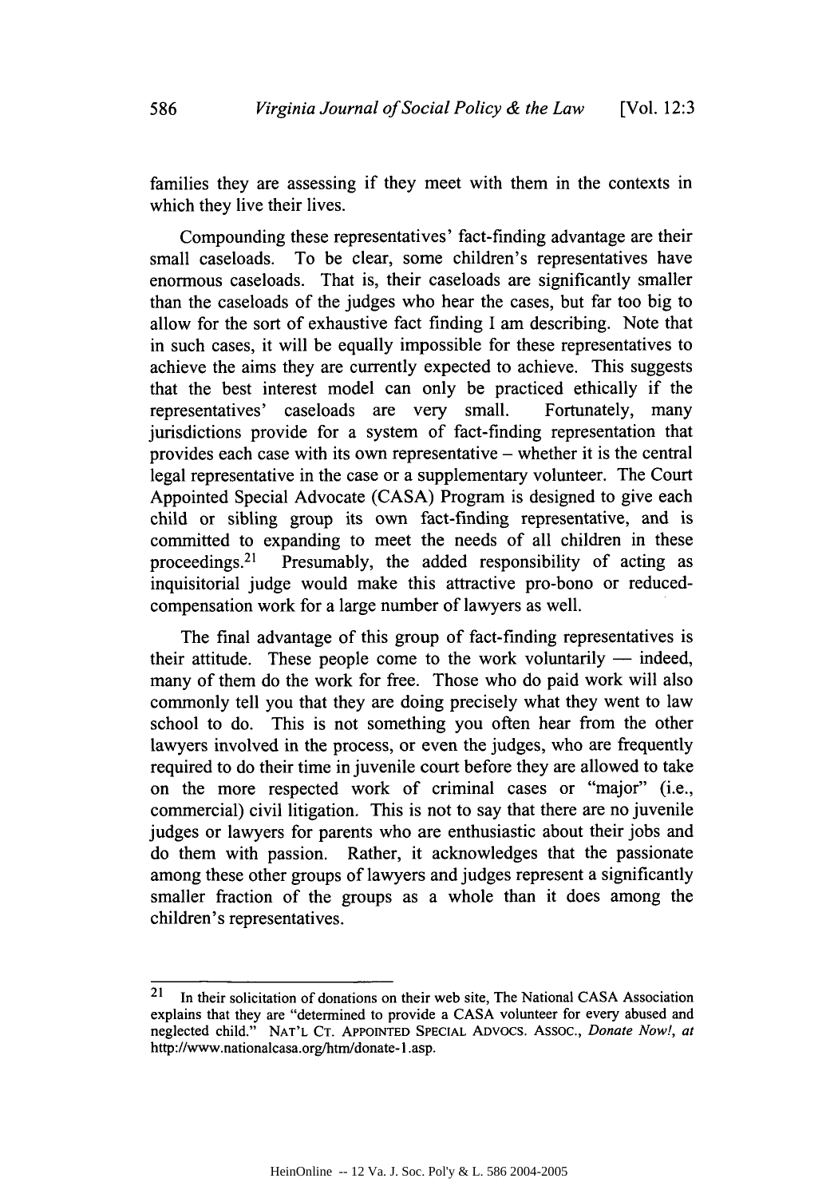families they are assessing if they meet with them in the contexts in which they live their lives.

Compounding these representatives' fact-finding advantage are their small caseloads. To be clear, some children's representatives have enormous caseloads. That is, their caseloads are significantly smaller than the caseloads of the judges who hear the cases, but far too big to allow for the sort of exhaustive fact finding I am describing. Note that in such cases, it will be equally impossible for these representatives to achieve the aims they are currently expected to achieve. This suggests that the best interest model can only be practiced ethically if the representatives' caseloads are very small. Fortunately, many jurisdictions provide for a system of fact-finding representation that provides each case with its own representative – whether it is the central legal representative in the case or a supplementary volunteer. The Court Appointed Special Advocate (CASA) Program is designed to give each child or sibling group its own fact-finding representative, and is committed to expanding to meet the needs of all children in these proceedings.[21] Presumably, the added responsibility of acting as inquisitorial judge would make this attractive pro-bono or reduced-compensation work for a large number of lawyers as well.

The final advantage of this group of fact-finding representatives is their attitude. These people come to the work voluntarily — indeed, many of them do the work for free. Those who do paid work will also commonly tell you that they are doing precisely what they went to law school to do. This is not something you often hear from the other lawyers involved in the process, or even the judges, who are frequently required to do their time in juvenile court before they are allowed to take on the more respected work of criminal cases or "major" (i.e., commercial) civil litigation. This is not to say that there are no juvenile judges or lawyers for parents who are enthusiastic about their jobs and do them with passion. Rather, it acknowledges that the passionate among these other groups of lawyers and judges represent a significantly smaller fraction of the groups as a whole than it does among the children's representatives.

---

[21] In their solicitation of donations on their web site, The National CASA Association explains that they are "determined to provide a CASA volunteer for every abused and neglected child." NAT'L CT. APPOINTED SPECIAL ADVOCS. ASSOC., *Donate Now!*, *at* http://www.nationalcasa.org/htm/donate-1.asp.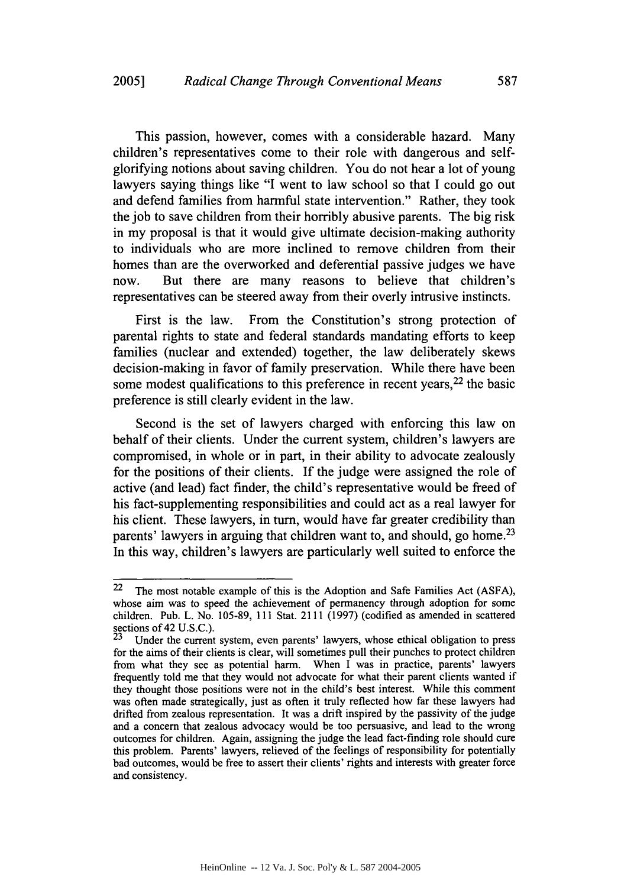This passion, however, comes with a considerable hazard. Many children's representatives come to their role with dangerous and self-glorifying notions about saving children. You do not hear a lot of young lawyers saying things like "I went to law school so that I could go out and defend families from harmful state intervention." Rather, they took the job to save children from their horribly abusive parents. The big risk in my proposal is that it would give ultimate decision-making authority to individuals who are more inclined to remove children from their homes than are the overworked and deferential passive judges we have now. But there are many reasons to believe that children's representatives can be steered away from their overly intrusive instincts.

First is the law. From the Constitution's strong protection of parental rights to state and federal standards mandating efforts to keep families (nuclear and extended) together, the law deliberately skews decision-making in favor of family preservation. While there have been some modest qualifications to this preference in recent years,[22] the basic preference is still clearly evident in the law.

Second is the set of lawyers charged with enforcing this law on behalf of their clients. Under the current system, children's lawyers are compromised, in whole or in part, in their ability to advocate zealously for the positions of their clients. If the judge were assigned the role of active (and lead) fact finder, the child's representative would be freed of his fact-supplementing responsibilities and could act as a real lawyer for his client. These lawyers, in turn, would have far greater credibility than parents' lawyers in arguing that children want to, and should, go home.[23] In this way, children's lawyers are particularly well suited to enforce the

---

[22] The most notable example of this is the Adoption and Safe Families Act (ASFA), whose aim was to speed the achievement of permanency through adoption for some children. Pub. L. No. 105-89, 111 Stat. 2111 (1997) (codified as amended in scattered sections of 42 U.S.C.).

[23] Under the current system, even parents' lawyers, whose ethical obligation to press for the aims of their clients is clear, will sometimes pull their punches to protect children from what they see as potential harm. When I was in practice, parents' lawyers frequently told me that they would not advocate for what their parent clients wanted if they thought those positions were not in the child's best interest. While this comment was often made strategically, just as often it truly reflected how far these lawyers had drifted from zealous representation. It was a drift inspired by the passivity of the judge and a concern that zealous advocacy would be too persuasive, and lead to the wrong outcomes for children. Again, assigning the judge the lead fact-finding role should cure this problem. Parents' lawyers, relieved of the feelings of responsibility for potentially bad outcomes, would be free to assert their clients' rights and interests with greater force and consistency.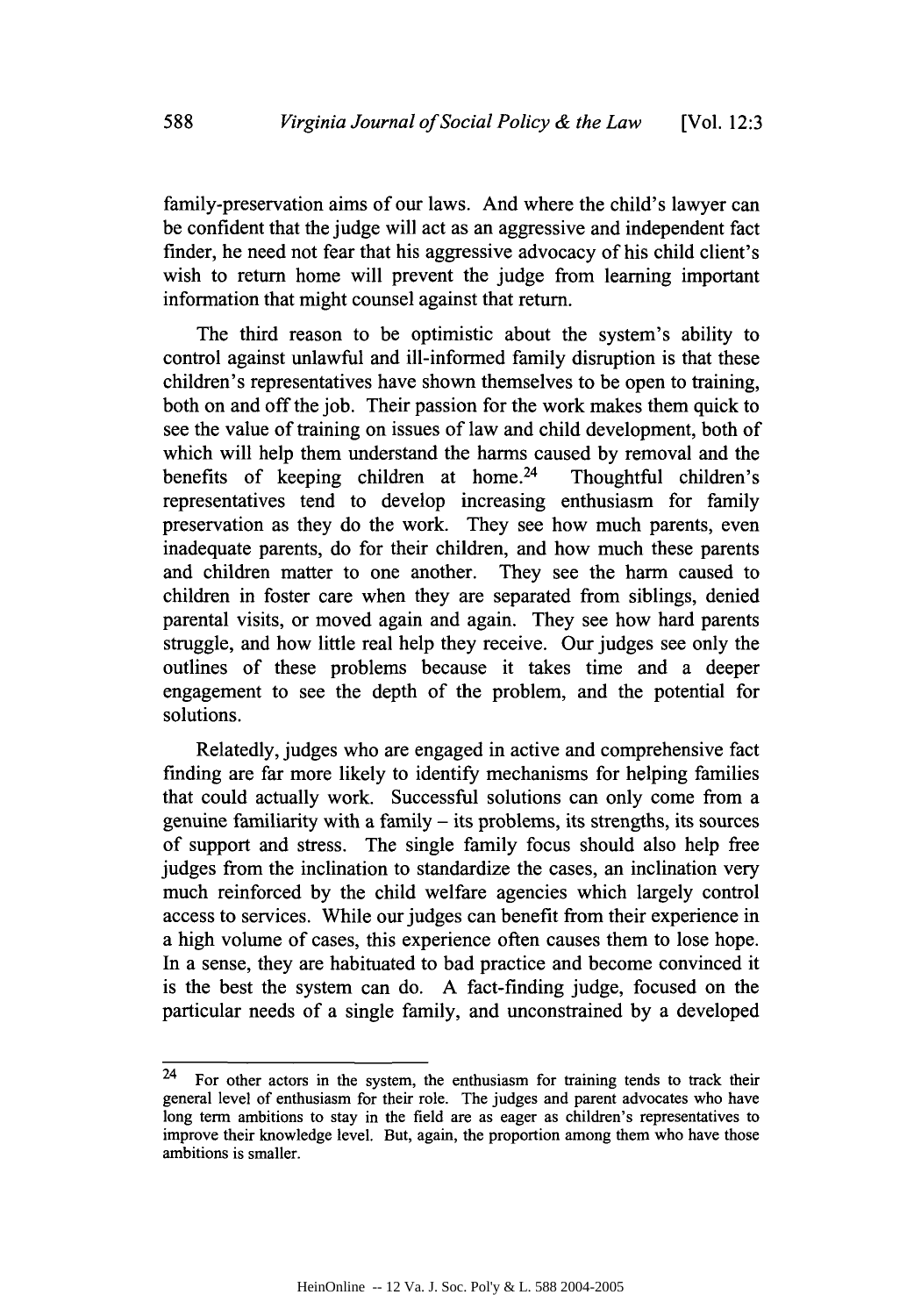family-preservation aims of our laws. And where the child's lawyer can be confident that the judge will act as an aggressive and independent fact finder, he need not fear that his aggressive advocacy of his child client's wish to return home will prevent the judge from learning important information that might counsel against that return.

The third reason to be optimistic about the system's ability to control against unlawful and ill-informed family disruption is that these children's representatives have shown themselves to be open to training, both on and off the job. Their passion for the work makes them quick to see the value of training on issues of law and child development, both of which will help them understand the harms caused by removal and the benefits of keeping children at home.[24] Thoughtful children's representatives tend to develop increasing enthusiasm for family preservation as they do the work. They see how much parents, even inadequate parents, do for their children, and how much these parents and children matter to one another. They see the harm caused to children in foster care when they are separated from siblings, denied parental visits, or moved again and again. They see how hard parents struggle, and how little real help they receive. Our judges see only the outlines of these problems because it takes time and a deeper engagement to see the depth of the problem, and the potential for solutions.

Relatedly, judges who are engaged in active and comprehensive fact finding are far more likely to identify mechanisms for helping families that could actually work. Successful solutions can only come from a genuine familiarity with a family – its problems, its strengths, its sources of support and stress. The single family focus should also help free judges from the inclination to standardize the cases, an inclination very much reinforced by the child welfare agencies which largely control access to services. While our judges can benefit from their experience in a high volume of cases, this experience often causes them to lose hope. In a sense, they are habituated to bad practice and become convinced it is the best the system can do. A fact-finding judge, focused on the particular needs of a single family, and unconstrained by a developed

---

[24] For other actors in the system, the enthusiasm for training tends to track their general level of enthusiasm for their role. The judges and parent advocates who have long term ambitions to stay in the field are as eager as children's representatives to improve their knowledge level. But, again, the proportion among them who have those ambitions is smaller.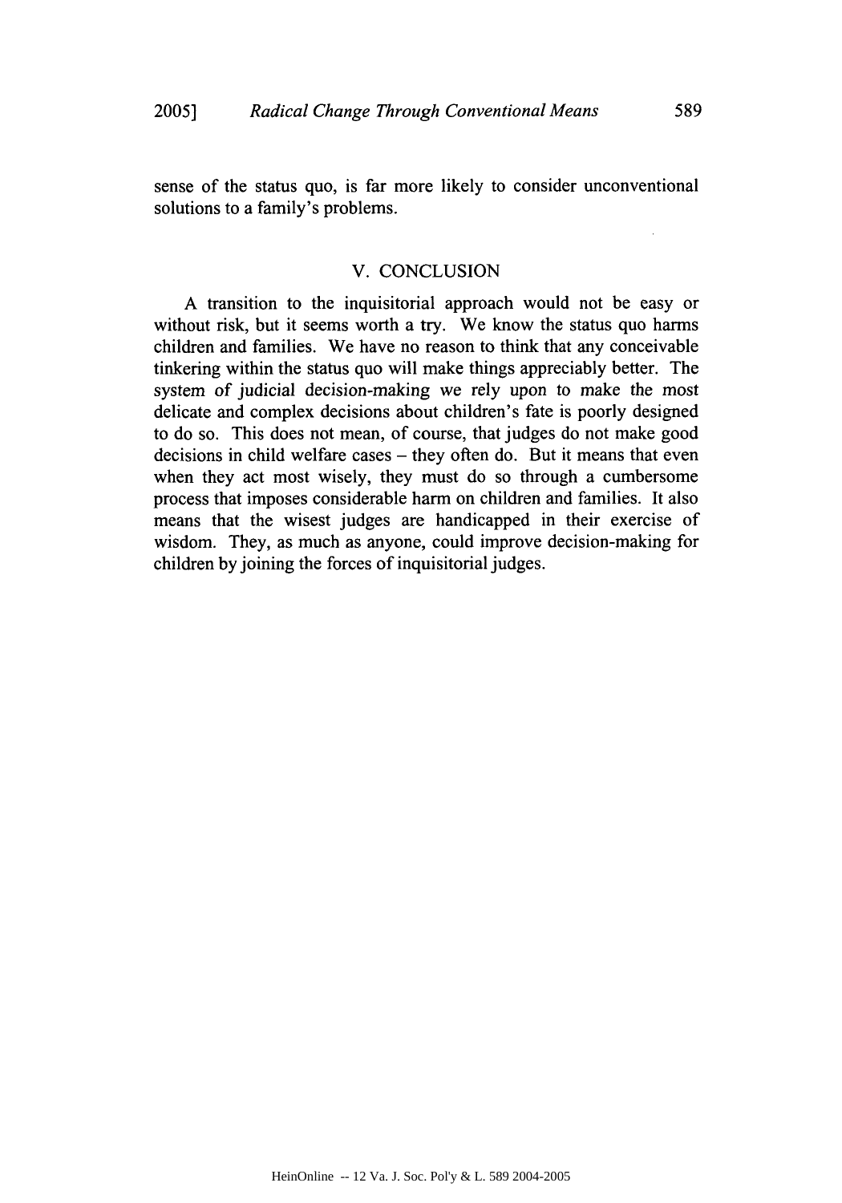sense of the status quo, is far more likely to consider unconventional solutions to a family's problems.

## V. CONCLUSION

A transition to the inquisitorial approach would not be easy or without risk, but it seems worth a try. We know the status quo harms children and families. We have no reason to think that any conceivable tinkering within the status quo will make things appreciably better. The system of judicial decision-making we rely upon to make the most delicate and complex decisions about children's fate is poorly designed to do so. This does not mean, of course, that judges do not make good decisions in child welfare cases – they often do. But it means that even when they act most wisely, they must do so through a cumbersome process that imposes considerable harm on children and families. It also means that the wisest judges are handicapped in their exercise of wisdom. They, as much as anyone, could improve decision-making for children by joining the forces of inquisitorial judges.